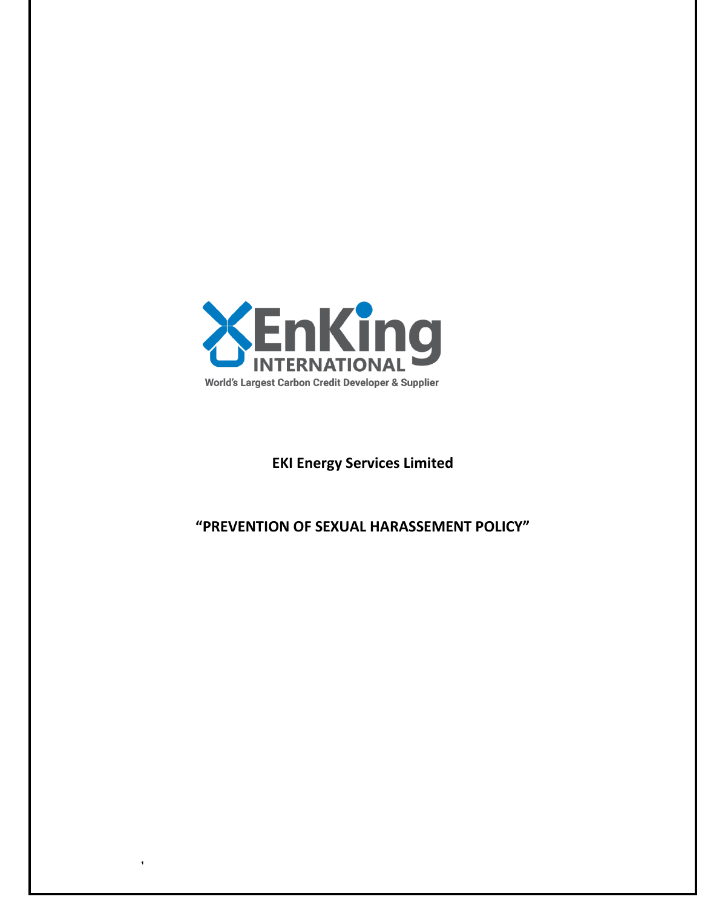EnKing INTERNATIONAL

World's Largest Carbon Credit Developer & Supplier

**EKI Energy Services Limited**

**"PREVENTION OF SEXUAL HARASSEMENT POLICY"**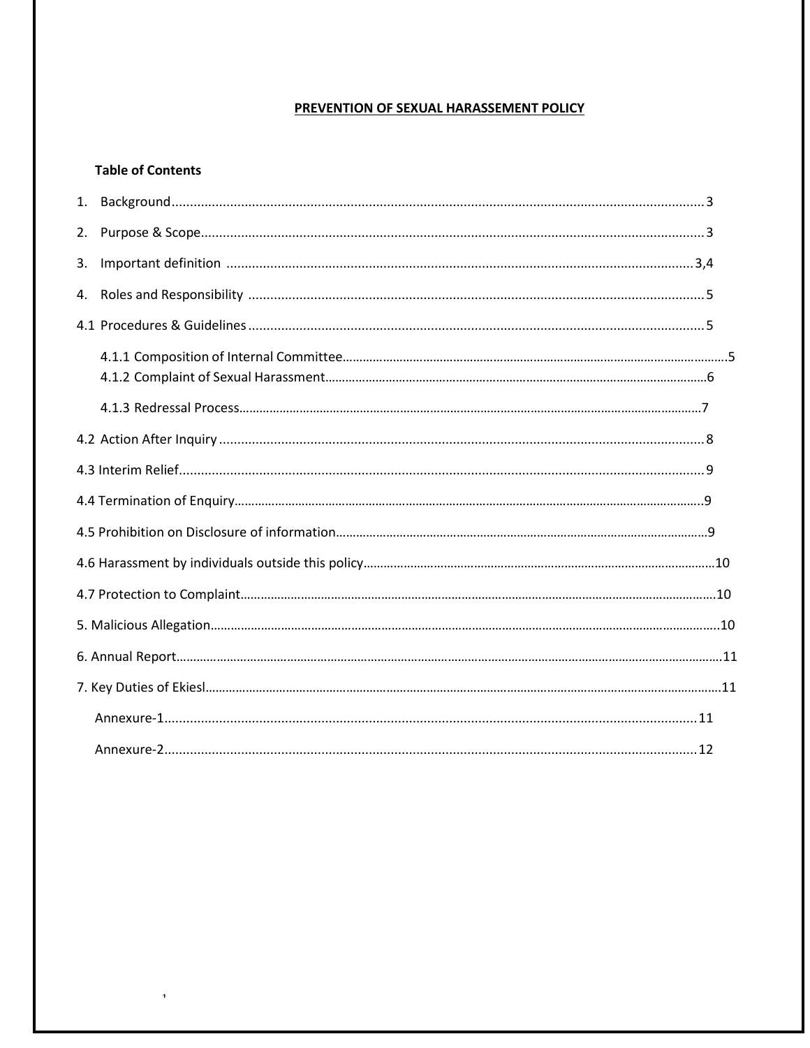# PREVENTION OF SEXUAL HARASSEMENT POLICY

**Table of Contents**

1. Background ........................................................................................................ 3
2. Purpose & Scope ................................................................................................ 3
3. Important definition ........................................................................................ 3,4
4. Roles and Responsibility ..................................................................................... 5

4.1 Procedures & Guidelines ..................................................................................... 5

- 4.1.1 Composition of Internal Committee ............................................................ 5
- 4.1.2 Complaint of Sexual Harassment ................................................................. 6
- 4.1.3 Redressal Process ....................................................................................... 7

4.2 Action After Inquiry ............................................................................................. 8

4.3 Interim Relief ....................................................................................................... 9

4.4 Termination of Enquiry ........................................................................................ 9

4.5 Prohibition on Disclosure of information ............................................................. 9

4.6 Harassment by individuals outside this policy ..................................................... 10

4.7 Protection to Complaint ..................................................................................... 10

5. Malicious Allegation ............................................................................................ 10

6. Annual Report ..................................................................................................... 11

7. Key Duties of Ekiesl ............................................................................................. 11

Annexure-1 ............................................................................................................. 11

Annexure-2 ............................................................................................................. 12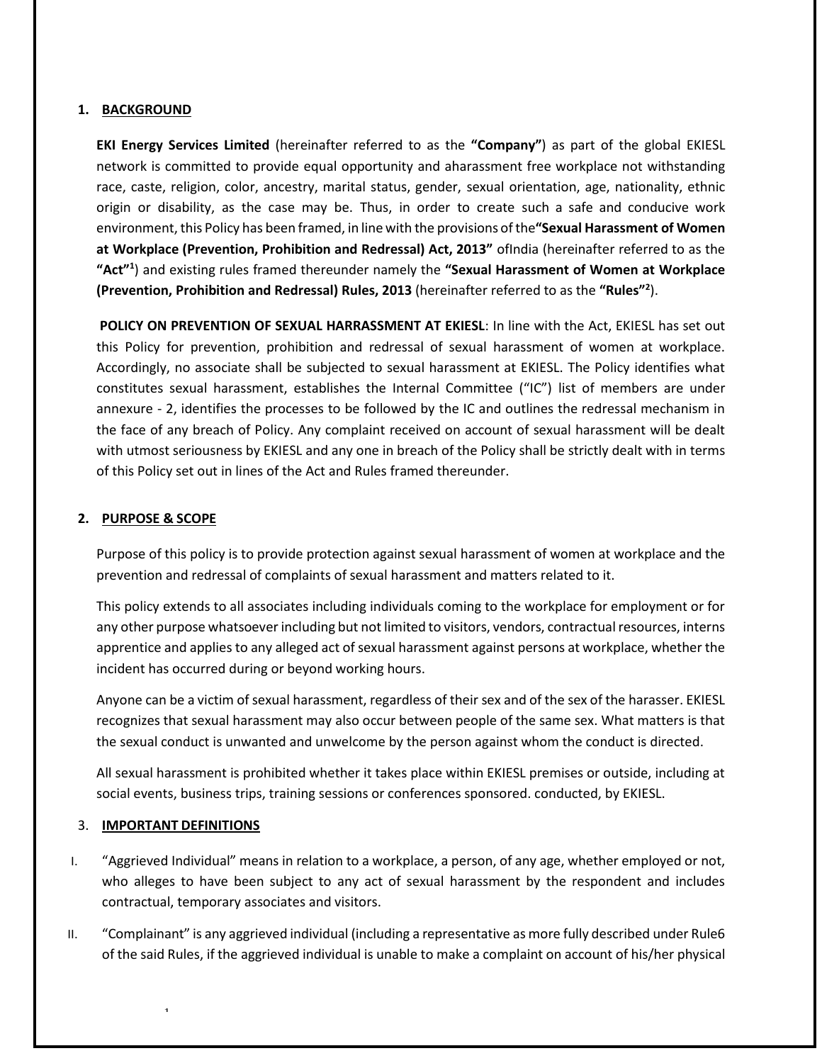## 1. BACKGROUND

**EKI Energy Services Limited** (hereinafter referred to as the **"Company"**) as part of the global EKIESL network is committed to provide equal opportunity and aharassment free workplace not withstanding race, caste, religion, color, ancestry, marital status, gender, sexual orientation, age, nationality, ethnic origin or disability, as the case may be. Thus, in order to create such a safe and conducive work environment, this Policy has been framed, in line with the provisions of the**"Sexual Harassment of Women at Workplace (Prevention, Prohibition and Redressal) Act, 2013"** ofIndia (hereinafter referred to as the **"Act"**[1]) and existing rules framed thereunder namely the **"Sexual Harassment of Women at Workplace (Prevention, Prohibition and Redressal) Rules, 2013** (hereinafter referred to as the **"Rules"**[2]).

**POLICY ON PREVENTION OF SEXUAL HARRASSMENT AT EKIESL**: In line with the Act, EKIESL has set out this Policy for prevention, prohibition and redressal of sexual harassment of women at workplace. Accordingly, no associate shall be subjected to sexual harassment at EKIESL. The Policy identifies what constitutes sexual harassment, establishes the Internal Committee ("IC") list of members are under annexure - 2, identifies the processes to be followed by the IC and outlines the redressal mechanism in the face of any breach of Policy. Any complaint received on account of sexual harassment will be dealt with utmost seriousness by EKIESL and any one in breach of the Policy shall be strictly dealt with in terms of this Policy set out in lines of the Act and Rules framed thereunder.

## 2. PURPOSE & SCOPE

Purpose of this policy is to provide protection against sexual harassment of women at workplace and the prevention and redressal of complaints of sexual harassment and matters related to it.

This policy extends to all associates including individuals coming to the workplace for employment or for any other purpose whatsoever including but not limited to visitors, vendors, contractual resources, interns apprentice and applies to any alleged act of sexual harassment against persons at workplace, whether the incident has occurred during or beyond working hours.

Anyone can be a victim of sexual harassment, regardless of their sex and of the sex of the harasser. EKIESL recognizes that sexual harassment may also occur between people of the same sex. What matters is that the sexual conduct is unwanted and unwelcome by the person against whom the conduct is directed.

All sexual harassment is prohibited whether it takes place within EKIESL premises or outside, including at social events, business trips, training sessions or conferences sponsored. conducted, by EKIESL.

## 3. IMPORTANT DEFINITIONS

I. "Aggrieved Individual" means in relation to a workplace, a person, of any age, whether employed or not, who alleges to have been subject to any act of sexual harassment by the respondent and includes contractual, temporary associates and visitors.

II. "Complainant" is any aggrieved individual (including a representative as more fully described under Rule6 of the said Rules, if the aggrieved individual is unable to make a complaint on account of his/her physical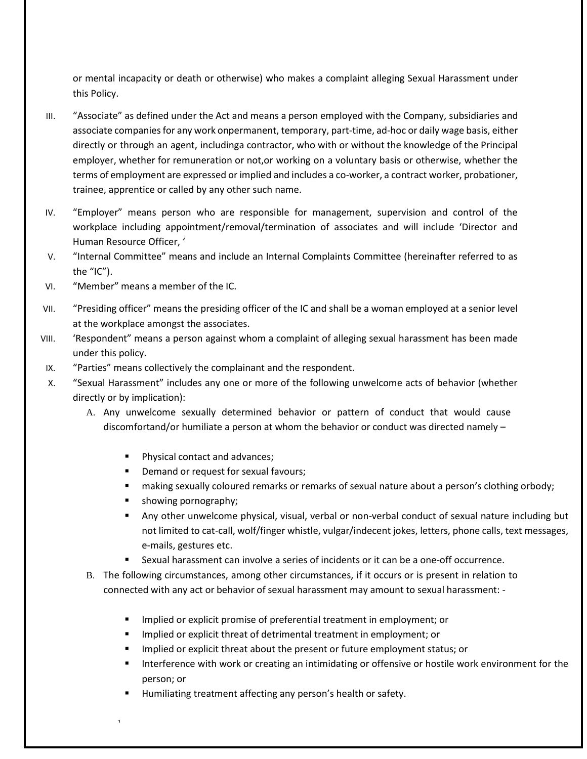or mental incapacity or death or otherwise) who makes a complaint alleging Sexual Harassment under this Policy.

III. "Associate" as defined under the Act and means a person employed with the Company, subsidiaries and associate companies for any work onpermanent, temporary, part-time, ad-hoc or daily wage basis, either directly or through an agent, includinga contractor, who with or without the knowledge of the Principal employer, whether for remuneration or not,or working on a voluntary basis or otherwise, whether the terms of employment are expressed or implied and includes a co-worker, a contract worker, probationer, trainee, apprentice or called by any other such name.

IV. "Employer" means person who are responsible for management, supervision and control of the workplace including appointment/removal/termination of associates and will include 'Director and Human Resource Officer, '

V. "Internal Committee" means and include an Internal Complaints Committee (hereinafter referred to as the "IC").

VI. "Member" means a member of the IC.

VII. "Presiding officer" means the presiding officer of the IC and shall be a woman employed at a senior level at the workplace amongst the associates.

VIII. 'Respondent" means a person against whom a complaint of alleging sexual harassment has been made under this policy.

IX. "Parties" means collectively the complainant and the respondent.

X. "Sexual Harassment" includes any one or more of the following unwelcome acts of behavior (whether directly or by implication):

   A. Any unwelcome sexually determined behavior or pattern of conduct that would cause discomfortand/or humiliate a person at whom the behavior or conduct was directed namely –

      - Physical contact and advances;
      - Demand or request for sexual favours;
      - making sexually coloured remarks or remarks of sexual nature about a person's clothing orbody;
      - showing pornography;
      - Any other unwelcome physical, visual, verbal or non-verbal conduct of sexual nature including but not limited to cat-call, wolf/finger whistle, vulgar/indecent jokes, letters, phone calls, text messages, e-mails, gestures etc.
      - Sexual harassment can involve a series of incidents or it can be a one-off occurrence.

   B. The following circumstances, among other circumstances, if it occurs or is present in relation to connected with any act or behavior of sexual harassment may amount to sexual harassment: -

      - Implied or explicit promise of preferential treatment in employment; or
      - Implied or explicit threat of detrimental treatment in employment; or
      - Implied or explicit threat about the present or future employment status; or
      - Interference with work or creating an intimidating or offensive or hostile work environment for the person; or
      - Humiliating treatment affecting any person's health or safety.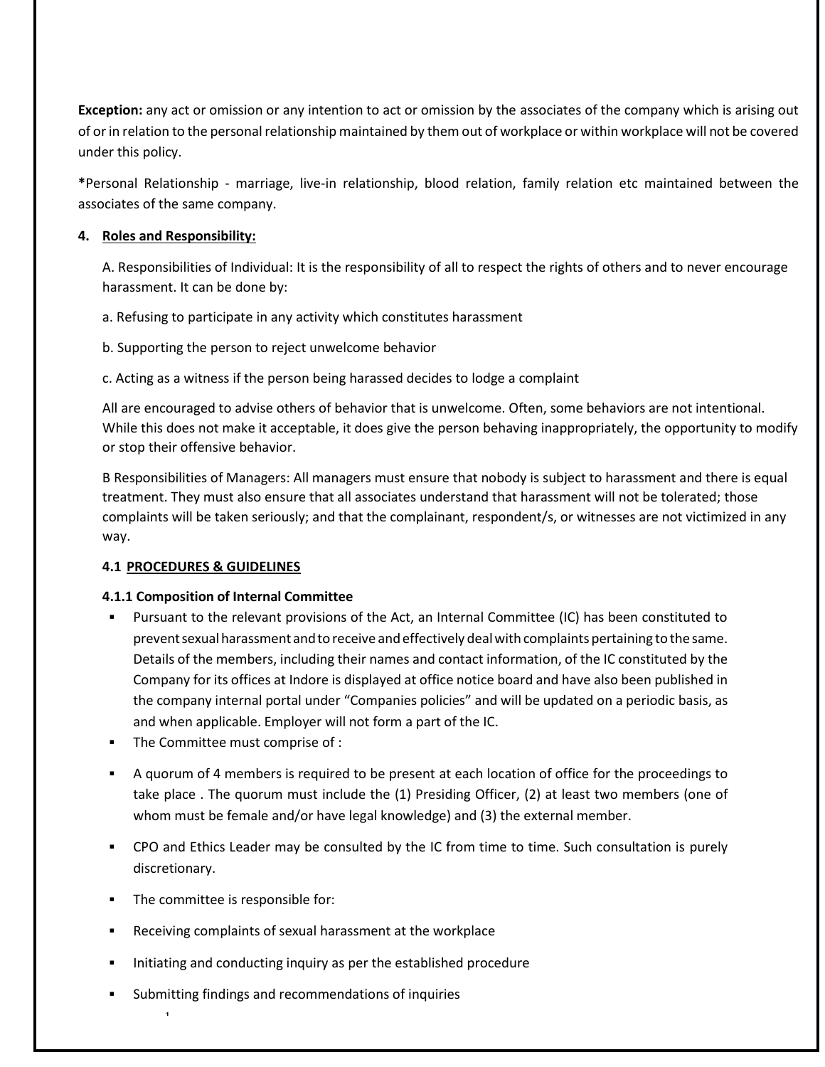**Exception:** any act or omission or any intention to act or omission by the associates of the company which is arising out of or in relation to the personal relationship maintained by them out of workplace or within workplace will not be covered under this policy.

***Personal Relationship** - marriage, live-in relationship, blood relation, family relation etc maintained between the associates of the same company.

**4. Roles and Responsibility:**

A. Responsibilities of Individual: It is the responsibility of all to respect the rights of others and to never encourage harassment. It can be done by:

a. Refusing to participate in any activity which constitutes harassment

b. Supporting the person to reject unwelcome behavior

c. Acting as a witness if the person being harassed decides to lodge a complaint

All are encouraged to advise others of behavior that is unwelcome. Often, some behaviors are not intentional. While this does not make it acceptable, it does give the person behaving inappropriately, the opportunity to modify or stop their offensive behavior.

B Responsibilities of Managers: All managers must ensure that nobody is subject to harassment and there is equal treatment. They must also ensure that all associates understand that harassment will not be tolerated; those complaints will be taken seriously; and that the complainant, respondent/s, or witnesses are not victimized in any way.

**4.1 PROCEDURES & GUIDELINES**

**4.1.1 Composition of Internal Committee**

- Pursuant to the relevant provisions of the Act, an Internal Committee (IC) has been constituted to prevent sexual harassment and to receive and effectively deal with complaints pertaining to the same. Details of the members, including their names and contact information, of the IC constituted by the Company for its offices at Indore is displayed at office notice board and have also been published in the company internal portal under "Companies policies" and will be updated on a periodic basis, as and when applicable. Employer will not form a part of the IC.
- The Committee must comprise of :
- A quorum of 4 members is required to be present at each location of office for the proceedings to take place . The quorum must include the (1) Presiding Officer, (2) at least two members (one of whom must be female and/or have legal knowledge) and (3) the external member.
- CPO and Ethics Leader may be consulted by the IC from time to time. Such consultation is purely discretionary.
- The committee is responsible for:
- Receiving complaints of sexual harassment at the workplace
- Initiating and conducting inquiry as per the established procedure
- Submitting findings and recommendations of inquiries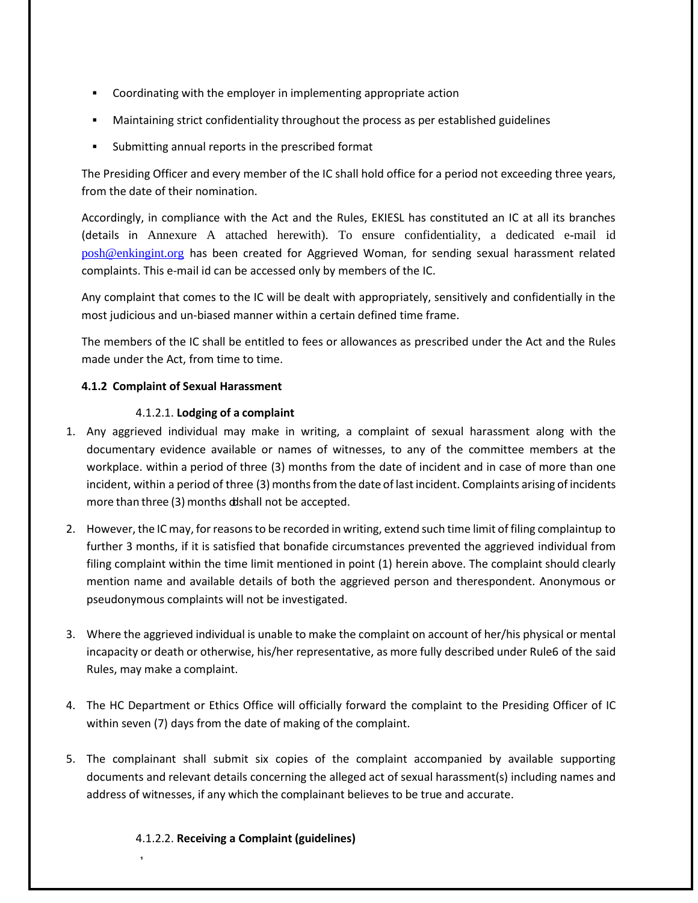- Coordinating with the employer in implementing appropriate action
- Maintaining strict confidentiality throughout the process as per established guidelines
- Submitting annual reports in the prescribed format

The Presiding Officer and every member of the IC shall hold office for a period not exceeding three years, from the date of their nomination.

Accordingly, in compliance with the Act and the Rules, EKIESL has constituted an IC at all its branches (details in Annexure A attached herewith). To ensure confidentiality, a dedicated e-mail id posh@enkingint.org has been created for Aggrieved Woman, for sending sexual harassment related complaints. This e-mail id can be accessed only by members of the IC.

Any complaint that comes to the IC will be dealt with appropriately, sensitively and confidentially in the most judicious and un-biased manner within a certain defined time frame.

The members of the IC shall be entitled to fees or allowances as prescribed under the Act and the Rules made under the Act, from time to time.

**4.1.2 Complaint of Sexual Harassment**

4.1.2.1. **Lodging of a complaint**

1. Any aggrieved individual may make in writing, a complaint of sexual harassment along with the documentary evidence available or names of witnesses, to any of the committee members at the workplace. within a period of three (3) months from the date of incident and in case of more than one incident, within a period of three (3) months from the date of last incident. Complaints arising of incidents more than three (3) months oldshall not be accepted.

2. However, the IC may, for reasons to be recorded in writing, extend such time limit of filing complaintup to further 3 months, if it is satisfied that bonafide circumstances prevented the aggrieved individual from filing complaint within the time limit mentioned in point (1) herein above. The complaint should clearly mention name and available details of both the aggrieved person and therespondent. Anonymous or pseudonymous complaints will not be investigated.

3. Where the aggrieved individual is unable to make the complaint on account of her/his physical or mental incapacity or death or otherwise, his/her representative, as more fully described under Rule6 of the said Rules, may make a complaint.

4. The HC Department or Ethics Office will officially forward the complaint to the Presiding Officer of IC within seven (7) days from the date of making of the complaint.

5. The complainant shall submit six copies of the complaint accompanied by available supporting documents and relevant details concerning the alleged act of sexual harassment(s) including names and address of witnesses, if any which the complainant believes to be true and accurate.

4.1.2.2. **Receiving a Complaint (guidelines)**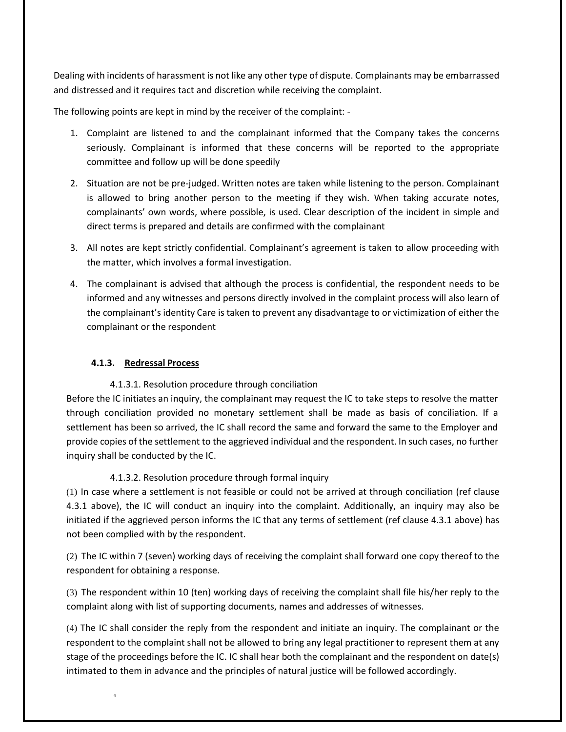Dealing with incidents of harassment is not like any other type of dispute. Complainants may be embarrassed and distressed and it requires tact and discretion while receiving the complaint.

The following points are kept in mind by the receiver of the complaint: -

1. Complaint are listened to and the complainant informed that the Company takes the concerns seriously. Complainant is informed that these concerns will be reported to the appropriate committee and follow up will be done speedily
2. Situation are not be pre-judged. Written notes are taken while listening to the person. Complainant is allowed to bring another person to the meeting if they wish. When taking accurate notes, complainants' own words, where possible, is used. Clear description of the incident in simple and direct terms is prepared and details are confirmed with the complainant
3. All notes are kept strictly confidential. Complainant's agreement is taken to allow proceeding with the matter, which involves a formal investigation.
4. The complainant is advised that although the process is confidential, the respondent needs to be informed and any witnesses and persons directly involved in the complaint process will also learn of the complainant's identity Care is taken to prevent any disadvantage to or victimization of either the complainant or the respondent

#### 4.1.3. <u>Redressal Process</u>

4.1.3.1. Resolution procedure through conciliation

Before the IC initiates an inquiry, the complainant may request the IC to take steps to resolve the matter through conciliation provided no monetary settlement shall be made as basis of conciliation. If a settlement has been so arrived, the IC shall record the same and forward the same to the Employer and provide copies of the settlement to the aggrieved individual and the respondent. In such cases, no further inquiry shall be conducted by the IC.

4.1.3.2. Resolution procedure through formal inquiry

(1) In case where a settlement is not feasible or could not be arrived at through conciliation (ref clause 4.3.1 above), the IC will conduct an inquiry into the complaint. Additionally, an inquiry may also be initiated if the aggrieved person informs the IC that any terms of settlement (ref clause 4.3.1 above) has not been complied with by the respondent.

(2) The IC within 7 (seven) working days of receiving the complaint shall forward one copy thereof to the respondent for obtaining a response.

(3) The respondent within 10 (ten) working days of receiving the complaint shall file his/her reply to the complaint along with list of supporting documents, names and addresses of witnesses.

(4) The IC shall consider the reply from the respondent and initiate an inquiry. The complainant or the respondent to the complaint shall not be allowed to bring any legal practitioner to represent them at any stage of the proceedings before the IC. IC shall hear both the complainant and the respondent on date(s) intimated to them in advance and the principles of natural justice will be followed accordingly.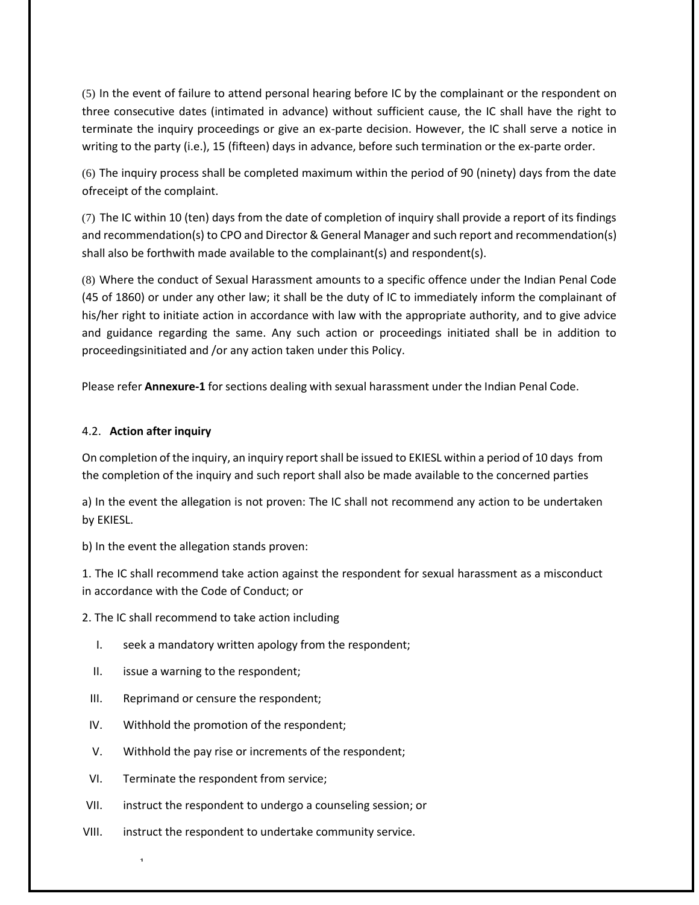(5) In the event of failure to attend personal hearing before IC by the complainant or the respondent on three consecutive dates (intimated in advance) without sufficient cause, the IC shall have the right to terminate the inquiry proceedings or give an ex-parte decision. However, the IC shall serve a notice in writing to the party (i.e.), 15 (fifteen) days in advance, before such termination or the ex-parte order.

(6) The inquiry process shall be completed maximum within the period of 90 (ninety) days from the date ofreceipt of the complaint.

(7) The IC within 10 (ten) days from the date of completion of inquiry shall provide a report of its findings and recommendation(s) to CPO and Director & General Manager and such report and recommendation(s) shall also be forthwith made available to the complainant(s) and respondent(s).

(8) Where the conduct of Sexual Harassment amounts to a specific offence under the Indian Penal Code (45 of 1860) or under any other law; it shall be the duty of IC to immediately inform the complainant of his/her right to initiate action in accordance with law with the appropriate authority, and to give advice and guidance regarding the same. Any such action or proceedings initiated shall be in addition to proceedingsinitiated and /or any action taken under this Policy.

Please refer **Annexure-1** for sections dealing with sexual harassment under the Indian Penal Code.

### 4.2. **Action after inquiry**

On completion of the inquiry, an inquiry report shall be issued to EKIESL within a period of 10 days from the completion of the inquiry and such report shall also be made available to the concerned parties

a) In the event the allegation is not proven: The IC shall not recommend any action to be undertaken by EKIESL.

b) In the event the allegation stands proven:

1. The IC shall recommend take action against the respondent for sexual harassment as a misconduct in accordance with the Code of Conduct; or

2. The IC shall recommend to take action including

I. seek a mandatory written apology from the respondent;

II. issue a warning to the respondent;

III. Reprimand or censure the respondent;

IV. Withhold the promotion of the respondent;

V. Withhold the pay rise or increments of the respondent;

VI. Terminate the respondent from service;

VII. instruct the respondent to undergo a counseling session; or

VIII. instruct the respondent to undertake community service.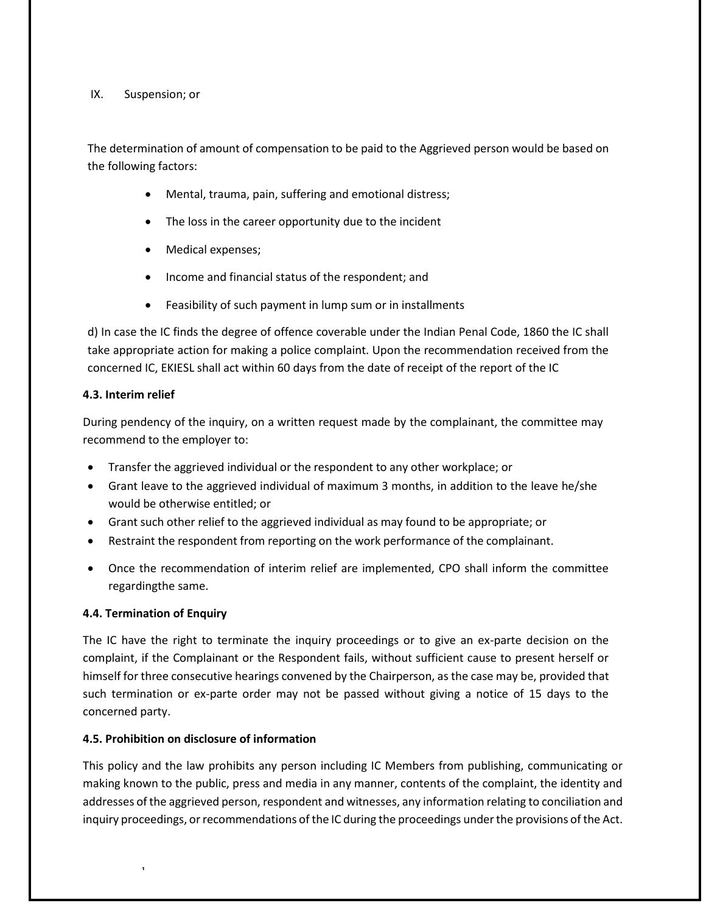IX. Suspension; or

The determination of amount of compensation to be paid to the Aggrieved person would be based on the following factors:

- Mental, trauma, pain, suffering and emotional distress;
- The loss in the career opportunity due to the incident
- Medical expenses;
- Income and financial status of the respondent; and
- Feasibility of such payment in lump sum or in installments

d) In case the IC finds the degree of offence coverable under the Indian Penal Code, 1860 the IC shall take appropriate action for making a police complaint. Upon the recommendation received from the concerned IC, EKIESL shall act within 60 days from the date of receipt of the report of the IC

**4.3. Interim relief**

During pendency of the inquiry, on a written request made by the complainant, the committee may recommend to the employer to:

- Transfer the aggrieved individual or the respondent to any other workplace; or
- Grant leave to the aggrieved individual of maximum 3 months, in addition to the leave he/she would be otherwise entitled; or
- Grant such other relief to the aggrieved individual as may found to be appropriate; or
- Restraint the respondent from reporting on the work performance of the complainant.
- Once the recommendation of interim relief are implemented, CPO shall inform the committee regardingthe same.

**4.4. Termination of Enquiry**

The IC have the right to terminate the inquiry proceedings or to give an ex-parte decision on the complaint, if the Complainant or the Respondent fails, without sufficient cause to present herself or himself for three consecutive hearings convened by the Chairperson, as the case may be, provided that such termination or ex-parte order may not be passed without giving a notice of 15 days to the concerned party.

**4.5. Prohibition on disclosure of information**

This policy and the law prohibits any person including IC Members from publishing, communicating or making known to the public, press and media in any manner, contents of the complaint, the identity and addresses of the aggrieved person, respondent and witnesses, any information relating to conciliation and inquiry proceedings, or recommendations of the IC during the proceedings under the provisions of the Act.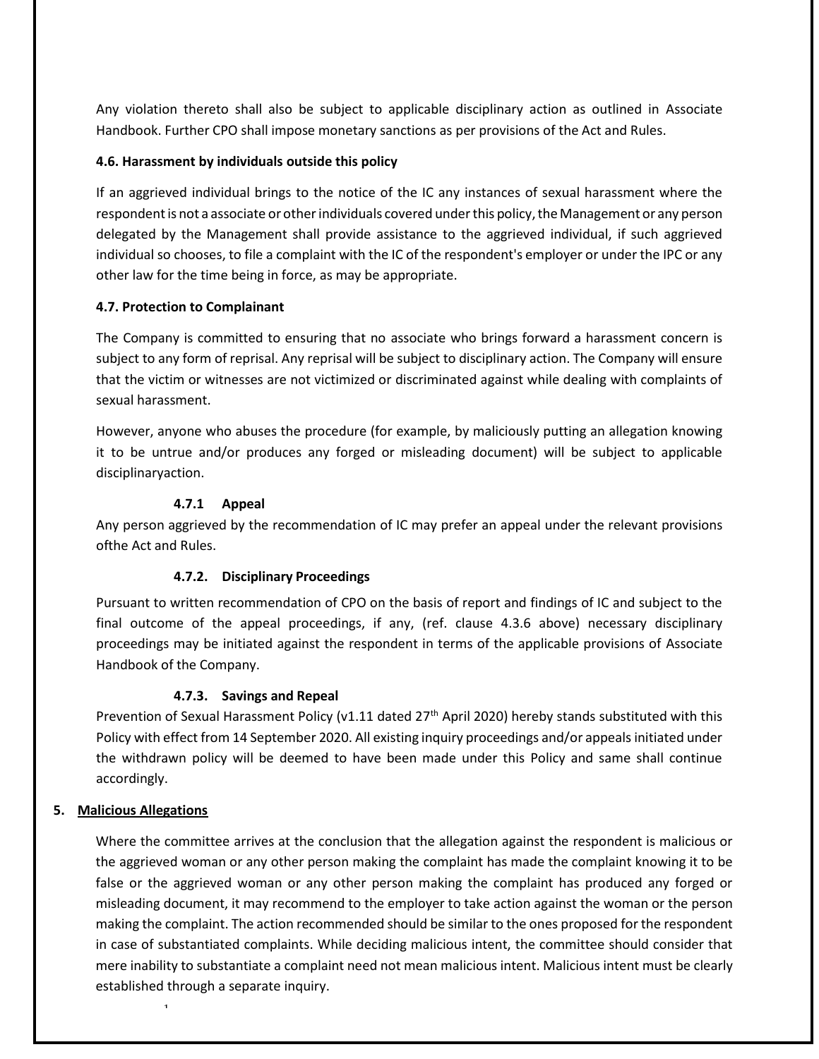Any violation thereto shall also be subject to applicable disciplinary action as outlined in Associate Handbook. Further CPO shall impose monetary sanctions as per provisions of the Act and Rules.

**4.6. Harassment by individuals outside this policy**

If an aggrieved individual brings to the notice of the IC any instances of sexual harassment where the respondent is not a associate or other individuals covered under this policy, the Management or any person delegated by the Management shall provide assistance to the aggrieved individual, if such aggrieved individual so chooses, to file a complaint with the IC of the respondent's employer or under the IPC or any other law for the time being in force, as may be appropriate.

**4.7. Protection to Complainant**

The Company is committed to ensuring that no associate who brings forward a harassment concern is subject to any form of reprisal. Any reprisal will be subject to disciplinary action. The Company will ensure that the victim or witnesses are not victimized or discriminated against while dealing with complaints of sexual harassment.

However, anyone who abuses the procedure (for example, by maliciously putting an allegation knowing it to be untrue and/or produces any forged or misleading document) will be subject to applicable disciplinaryaction.

**4.7.1 Appeal**

Any person aggrieved by the recommendation of IC may prefer an appeal under the relevant provisions ofthe Act and Rules.

**4.7.2. Disciplinary Proceedings**

Pursuant to written recommendation of CPO on the basis of report and findings of IC and subject to the final outcome of the appeal proceedings, if any, (ref. clause 4.3.6 above) necessary disciplinary proceedings may be initiated against the respondent in terms of the applicable provisions of Associate Handbook of the Company.

**4.7.3. Savings and Repeal**

Prevention of Sexual Harassment Policy (v1.11 dated 27th April 2020) hereby stands substituted with this Policy with effect from 14 September 2020. All existing inquiry proceedings and/or appeals initiated under the withdrawn policy will be deemed to have been made under this Policy and same shall continue accordingly.

## 5. Malicious Allegations

Where the committee arrives at the conclusion that the allegation against the respondent is malicious or the aggrieved woman or any other person making the complaint has made the complaint knowing it to be false or the aggrieved woman or any other person making the complaint has produced any forged or misleading document, it may recommend to the employer to take action against the woman or the person making the complaint. The action recommended should be similar to the ones proposed for the respondent in case of substantiated complaints. While deciding malicious intent, the committee should consider that mere inability to substantiate a complaint need not mean malicious intent. Malicious intent must be clearly established through a separate inquiry.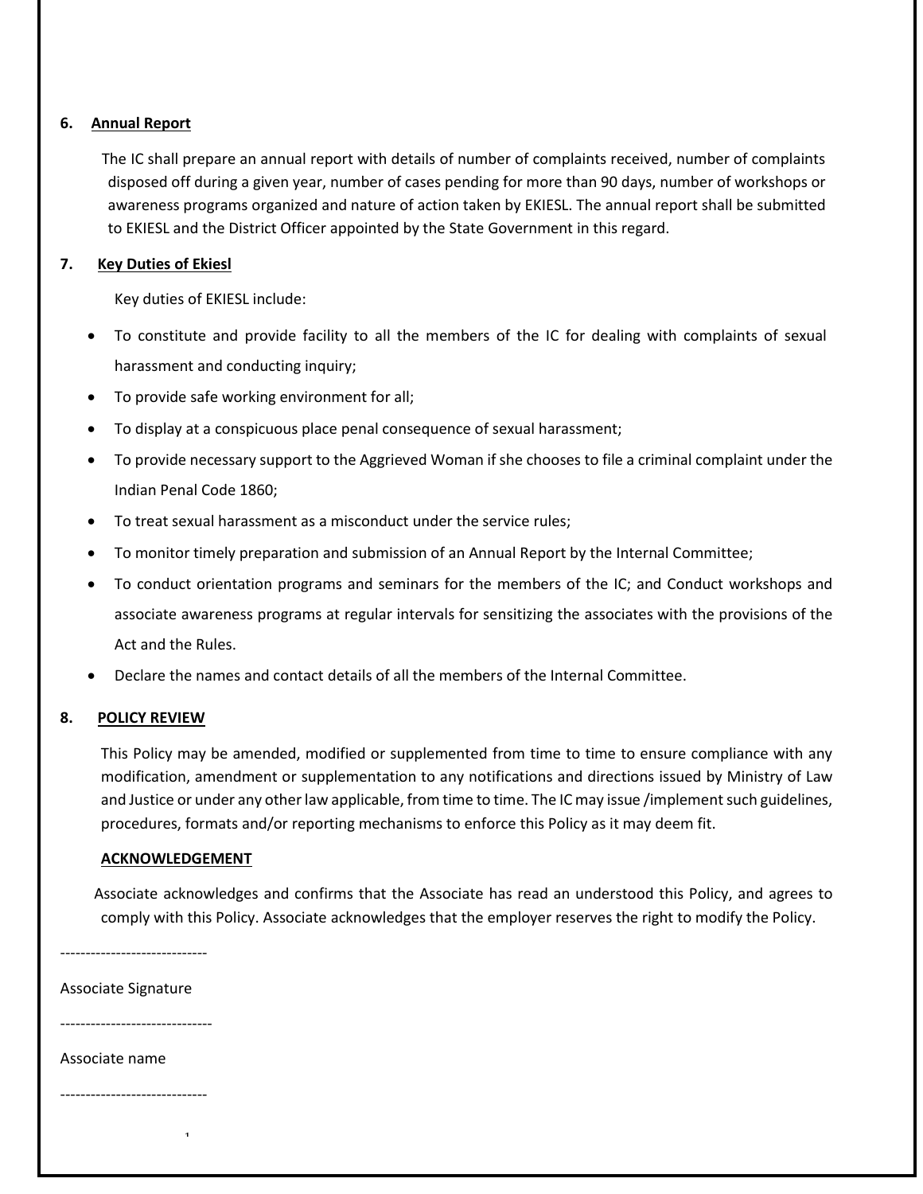### 6. Annual Report

The IC shall prepare an annual report with details of number of complaints received, number of complaints disposed off during a given year, number of cases pending for more than 90 days, number of workshops or awareness programs organized and nature of action taken by EKIESL. The annual report shall be submitted to EKIESL and the District Officer appointed by the State Government in this regard.

### 7. Key Duties of Ekiesl

Key duties of EKIESL include:

- To constitute and provide facility to all the members of the IC for dealing with complaints of sexual harassment and conducting inquiry;
- To provide safe working environment for all;
- To display at a conspicuous place penal consequence of sexual harassment;
- To provide necessary support to the Aggrieved Woman if she chooses to file a criminal complaint under the Indian Penal Code 1860;
- To treat sexual harassment as a misconduct under the service rules;
- To monitor timely preparation and submission of an Annual Report by the Internal Committee;
- To conduct orientation programs and seminars for the members of the IC; and Conduct workshops and associate awareness programs at regular intervals for sensitizing the associates with the provisions of the Act and the Rules.
- Declare the names and contact details of all the members of the Internal Committee.

### 8. POLICY REVIEW

This Policy may be amended, modified or supplemented from time to time to ensure compliance with any modification, amendment or supplementation to any notifications and directions issued by Ministry of Law and Justice or under any other law applicable, from time to time. The IC may issue /implement such guidelines, procedures, formats and/or reporting mechanisms to enforce this Policy as it may deem fit.

**ACKNOWLEDGEMENT**

Associate acknowledges and confirms that the Associate has read an understood this Policy, and agrees to comply with this Policy. Associate acknowledges that the employer reserves the right to modify the Policy.

-----------------------------

Associate Signature

------------------------------

Associate name

-----------------------------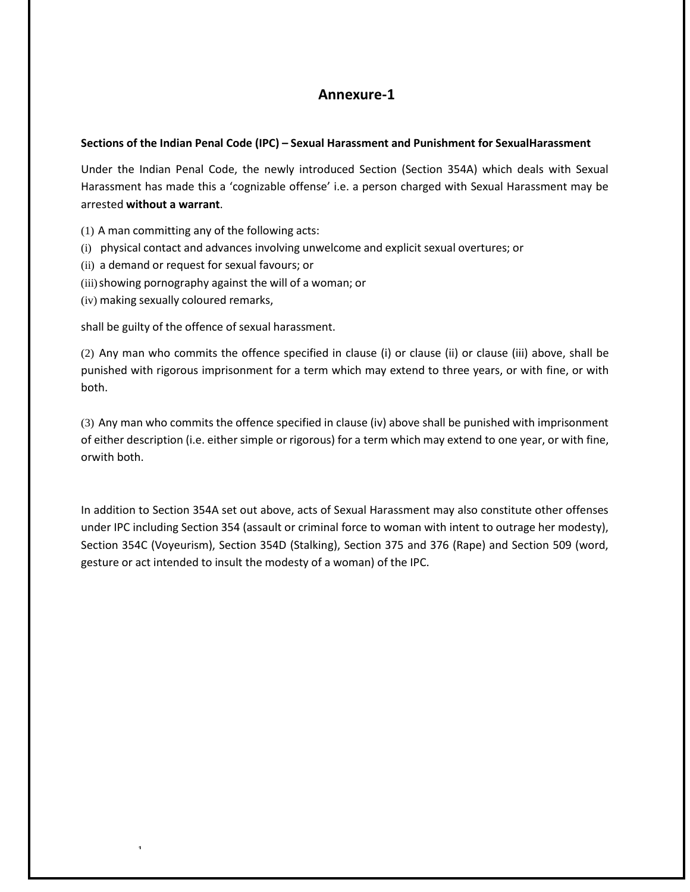# Annexure-1

**Sections of the Indian Penal Code (IPC) – Sexual Harassment and Punishment for SexualHarassment**

Under the Indian Penal Code, the newly introduced Section (Section 354A) which deals with Sexual Harassment has made this a 'cognizable offense' i.e. a person charged with Sexual Harassment may be arrested **without a warrant**.

(1) A man committing any of the following acts:
(i) physical contact and advances involving unwelcome and explicit sexual overtures; or
(ii) a demand or request for sexual favours; or
(iii) showing pornography against the will of a woman; or
(iv) making sexually coloured remarks,

shall be guilty of the offence of sexual harassment.

(2) Any man who commits the offence specified in clause (i) or clause (ii) or clause (iii) above, shall be punished with rigorous imprisonment for a term which may extend to three years, or with fine, or with both.

(3) Any man who commits the offence specified in clause (iv) above shall be punished with imprisonment of either description (i.e. either simple or rigorous) for a term which may extend to one year, or with fine, orwith both.

In addition to Section 354A set out above, acts of Sexual Harassment may also constitute other offenses under IPC including Section 354 (assault or criminal force to woman with intent to outrage her modesty), Section 354C (Voyeurism), Section 354D (Stalking), Section 375 and 376 (Rape) and Section 509 (word, gesture or act intended to insult the modesty of a woman) of the IPC.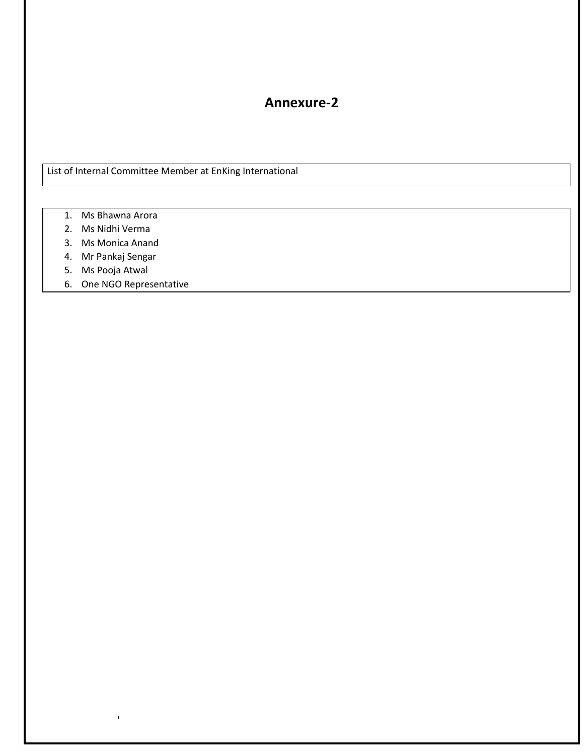# Annexure-2

List of Internal Committee Member at EnKing International

1. Ms Bhawna Arora
2. Ms Nidhi Verma
3. Ms Monica Anand
4. Mr Pankaj Sengar
5. Ms Pooja Atwal
6. One NGO Representative